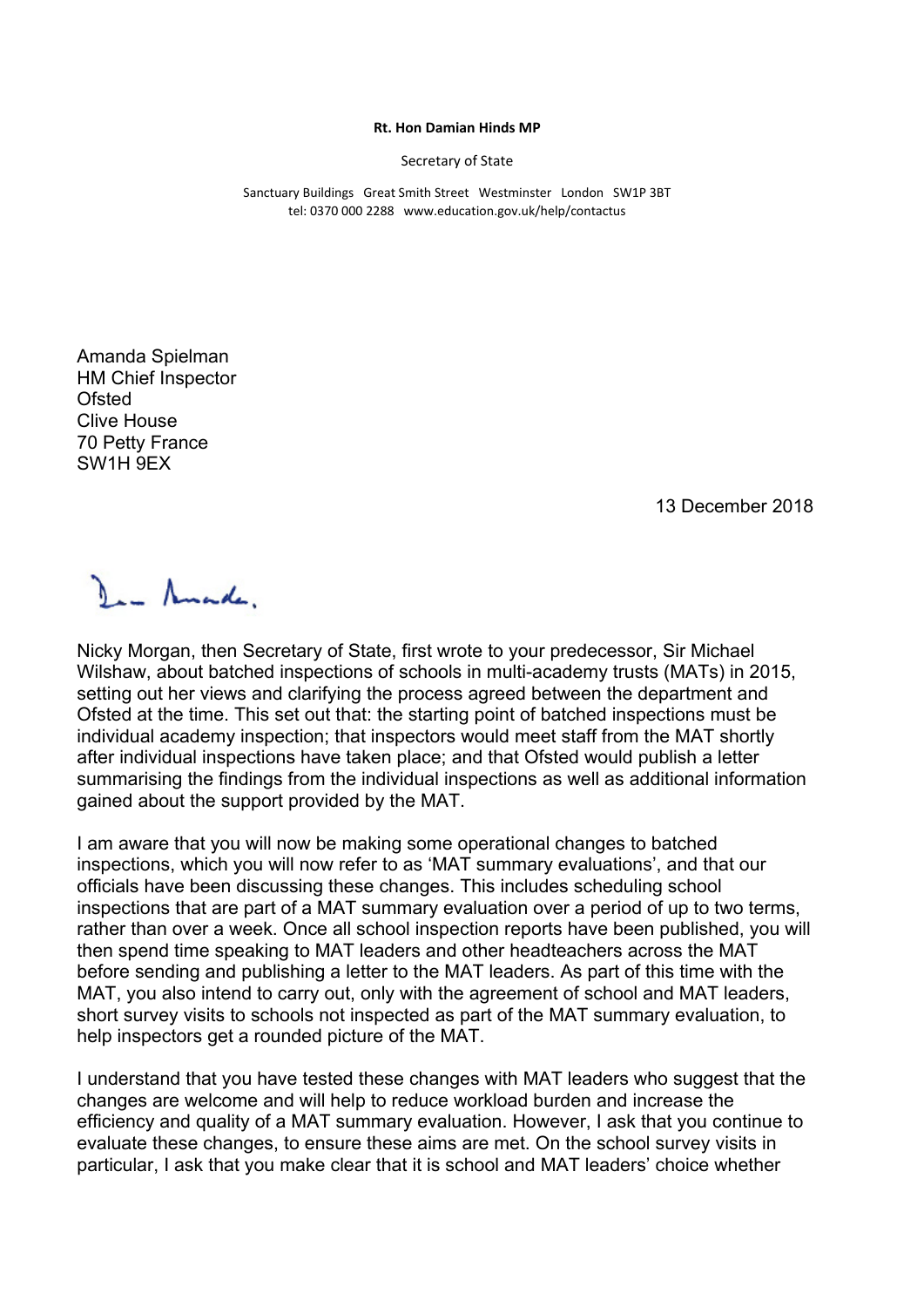**Rt. Hon Damian Hinds MP**

Secretary of State

Sanctuary Buildings Great Smith Street Westminster London SW1P 3BT
tel: 0370 000 2288 www.education.gov.uk/help/contactus

Amanda Spielman
HM Chief Inspector
Ofsted
Clive House
70 Petty France
SW1H 9EX

13 December 2018

Dear Amanda,

Nicky Morgan, then Secretary of State, first wrote to your predecessor, Sir Michael Wilshaw, about batched inspections of schools in multi-academy trusts (MATs) in 2015, setting out her views and clarifying the process agreed between the department and Ofsted at the time. This set out that: the starting point of batched inspections must be individual academy inspection; that inspectors would meet staff from the MAT shortly after individual inspections have taken place; and that Ofsted would publish a letter summarising the findings from the individual inspections as well as additional information gained about the support provided by the MAT.

I am aware that you will now be making some operational changes to batched inspections, which you will now refer to as 'MAT summary evaluations', and that our officials have been discussing these changes. This includes scheduling school inspections that are part of a MAT summary evaluation over a period of up to two terms, rather than over a week. Once all school inspection reports have been published, you will then spend time speaking to MAT leaders and other headteachers across the MAT before sending and publishing a letter to the MAT leaders. As part of this time with the MAT, you also intend to carry out, only with the agreement of school and MAT leaders, short survey visits to schools not inspected as part of the MAT summary evaluation, to help inspectors get a rounded picture of the MAT.

I understand that you have tested these changes with MAT leaders who suggest that the changes are welcome and will help to reduce workload burden and increase the efficiency and quality of a MAT summary evaluation. However, I ask that you continue to evaluate these changes, to ensure these aims are met. On the school survey visits in particular, I ask that you make clear that it is school and MAT leaders' choice whether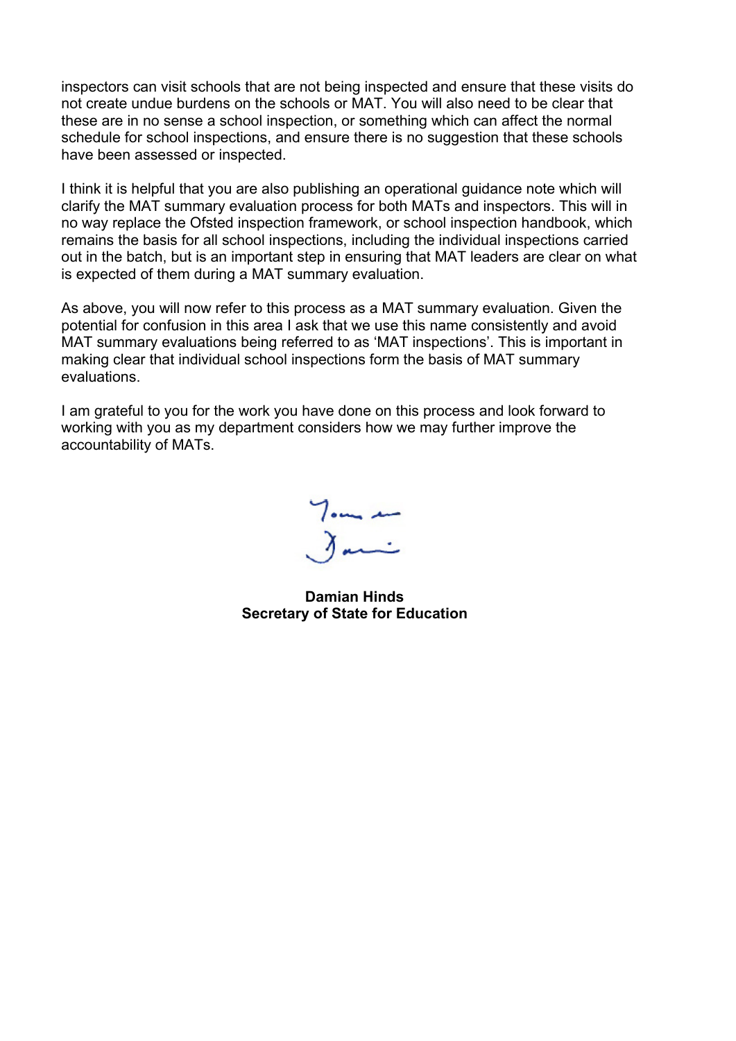inspectors can visit schools that are not being inspected and ensure that these visits do not create undue burdens on the schools or MAT. You will also need to be clear that these are in no sense a school inspection, or something which can affect the normal schedule for school inspections, and ensure there is no suggestion that these schools have been assessed or inspected.

I think it is helpful that you are also publishing an operational guidance note which will clarify the MAT summary evaluation process for both MATs and inspectors. This will in no way replace the Ofsted inspection framework, or school inspection handbook, which remains the basis for all school inspections, including the individual inspections carried out in the batch, but is an important step in ensuring that MAT leaders are clear on what is expected of them during a MAT summary evaluation.

As above, you will now refer to this process as a MAT summary evaluation. Given the potential for confusion in this area I ask that we use this name consistently and avoid MAT summary evaluations being referred to as 'MAT inspections'. This is important in making clear that individual school inspections form the basis of MAT summary evaluations.

I am grateful to you for the work you have done on this process and look forward to working with you as my department considers how we may further improve the accountability of MATs.

**Damian Hinds**
**Secretary of State for Education**